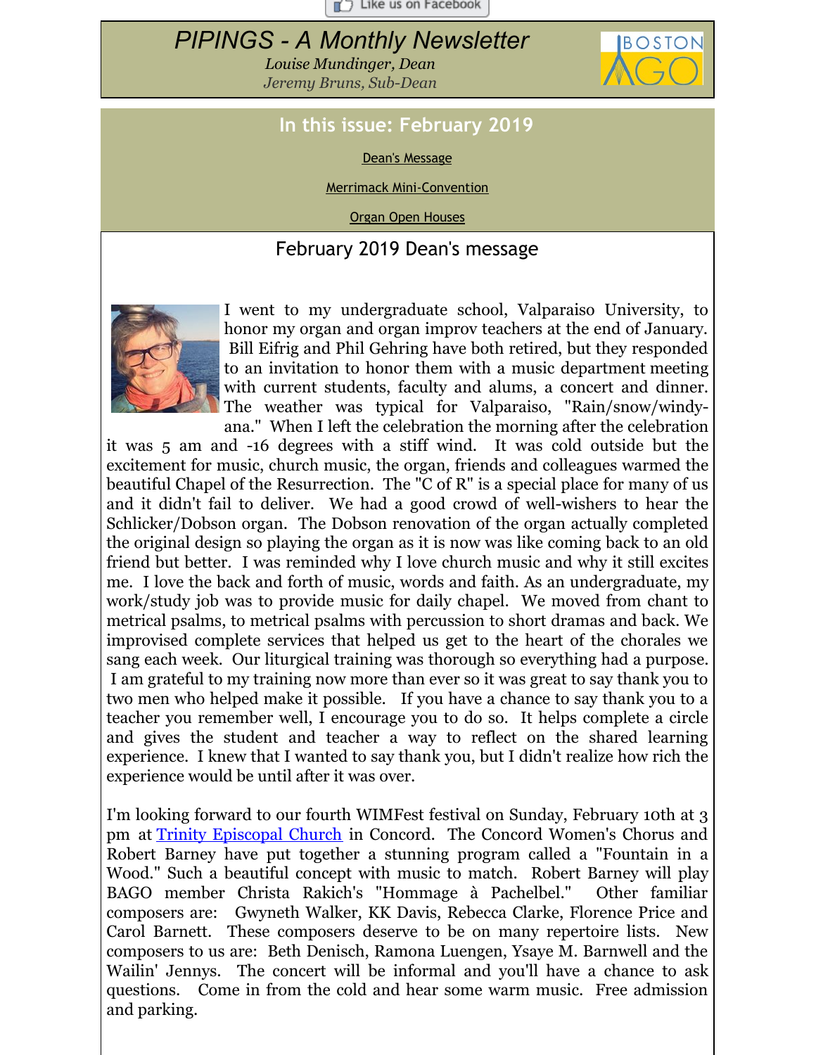Like us on Facebook

# PIPINGS - A Monthly Newsletter

*Louise Mundinger, Dean*
*Jeremy Bruns, Sub-Dean*

BOSTON AGO

## In this issue: February 2019

[Dean's Message]

[Merrimack Mini-Convention]

[Organ Open Houses]

## February 2019 Dean's message

I went to my undergraduate school, Valparaiso University, to honor my organ and organ improv teachers at the end of January. Bill Eifrig and Phil Gehring have both retired, but they responded to an invitation to honor them with a music department meeting with current students, faculty and alums, a concert and dinner. The weather was typical for Valparaiso, "Rain/snow/windy-ana." When I left the celebration the morning after the celebration it was 5 am and -16 degrees with a stiff wind. It was cold outside but the excitement for music, church music, the organ, friends and colleagues warmed the beautiful Chapel of the Resurrection. The "C of R" is a special place for many of us and it didn't fail to deliver. We had a good crowd of well-wishers to hear the Schlicker/Dobson organ. The Dobson renovation of the organ actually completed the original design so playing the organ as it is now was like coming back to an old friend but better. I was reminded why I love church music and why it still excites me. I love the back and forth of music, words and faith. As an undergraduate, my work/study job was to provide music for daily chapel. We moved from chant to metrical psalms, to metrical psalms with percussion to short dramas and back. We improvised complete services that helped us get to the heart of the chorales we sang each week. Our liturgical training was thorough so everything had a purpose. I am grateful to my training now more than ever so it was great to say thank you to two men who helped make it possible. If you have a chance to say thank you to a teacher you remember well, I encourage you to do so. It helps complete a circle and gives the student and teacher a way to reflect on the shared learning experience. I knew that I wanted to say thank you, but I didn't realize how rich the experience would be until after it was over.

I'm looking forward to our fourth WIMFest festival on Sunday, February 10th at 3 pm at [Trinity Episcopal Church] in Concord. The Concord Women's Chorus and Robert Barney have put together a stunning program called a "Fountain in a Wood." Such a beautiful concept with music to match. Robert Barney will play BAGO member Christa Rakich's "Hommage à Pachelbel." Other familiar composers are: Gwyneth Walker, KK Davis, Rebecca Clarke, Florence Price and Carol Barnett. These composers deserve to be on many repertoire lists. New composers to us are: Beth Denisch, Ramona Luengen, Ysaye M. Barnwell and the Wailin' Jennys. The concert will be informal and you'll have a chance to ask questions. Come in from the cold and hear some warm music. Free admission and parking.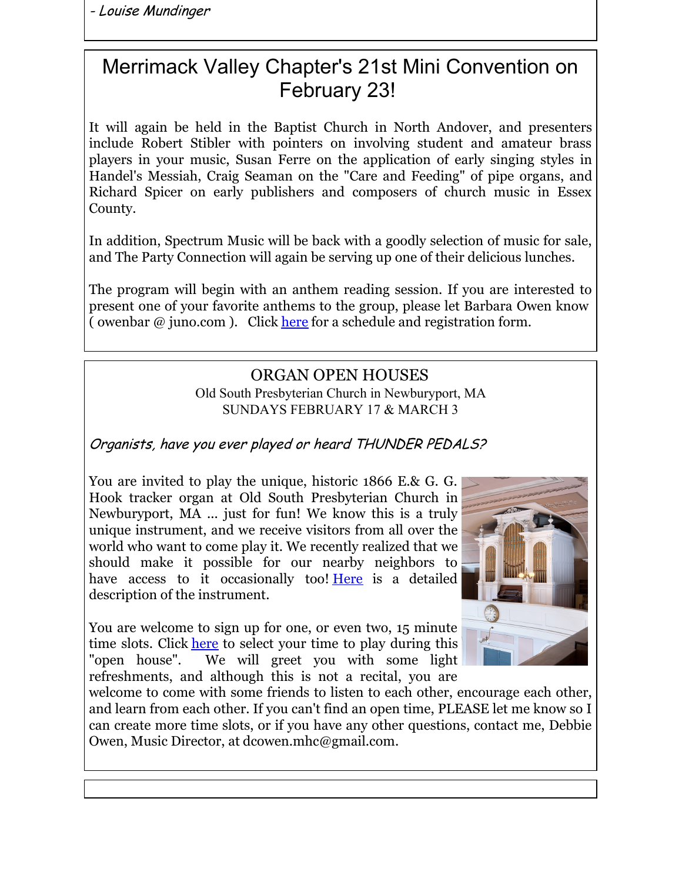- *Louise Mundinger*

## Merrimack Valley Chapter's 21st Mini Convention on February 23!

It will again be held in the Baptist Church in North Andover, and presenters include Robert Stibler with pointers on involving student and amateur brass players in your music, Susan Ferre on the application of early singing styles in Handel's Messiah, Craig Seaman on the "Care and Feeding" of pipe organs, and Richard Spicer on early publishers and composers of church music in Essex County.

In addition, Spectrum Music will be back with a goodly selection of music for sale, and The Party Connection will again be serving up one of their delicious lunches.

The program will begin with an anthem reading session. If you are interested to present one of your favorite anthems to the group, please let Barbara Owen know ( owenbar @ juno.com ). Click here for a schedule and registration form.

## ORGAN OPEN HOUSES

Old South Presbyterian Church in Newburyport, MA
SUNDAYS FEBRUARY 17 & MARCH 3

*Organists, have you ever played or heard THUNDER PEDALS?*

You are invited to play the unique, historic 1866 E.& G. G. Hook tracker organ at Old South Presbyterian Church in Newburyport, MA ... just for fun! We know this is a truly unique instrument, and we receive visitors from all over the world who want to come play it. We recently realized that we should make it possible for our nearby neighbors to have access to it occasionally too! Here is a detailed description of the instrument.

You are welcome to sign up for one, or even two, 15 minute time slots. Click here to select your time to play during this "open house". We will greet you with some light refreshments, and although this is not a recital, you are welcome to come with some friends to listen to each other, encourage each other, and learn from each other. If you can't find an open time, PLEASE let me know so I can create more time slots, or if you have any other questions, contact me, Debbie Owen, Music Director, at dcowen.mhc@gmail.com.